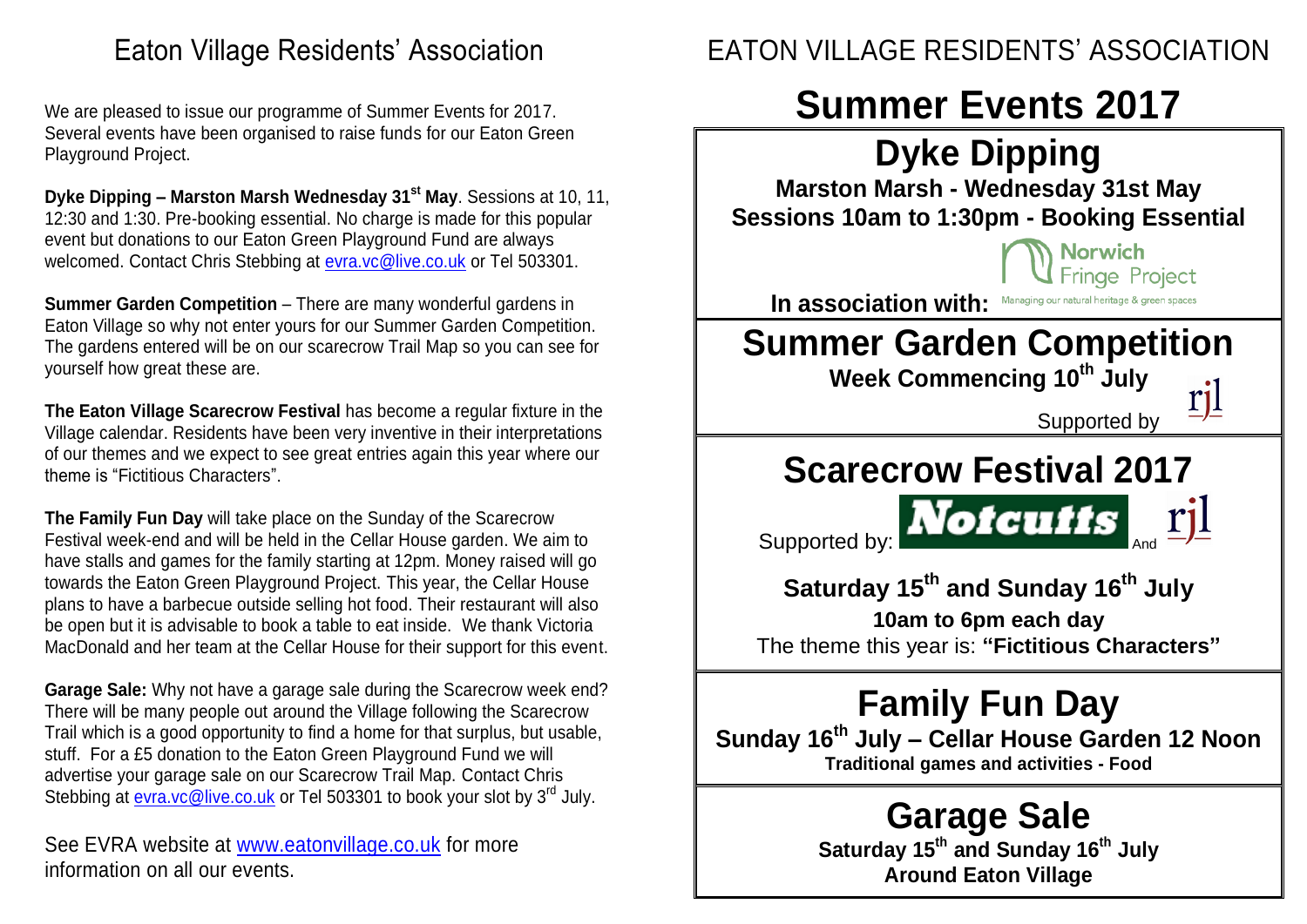# Eaton Village Residents' Association

We are pleased to issue our programme of Summer Events for 2017. Several events have been organised to raise funds for our Eaton Green Playground Project.

**Dyke Dipping – Marston Marsh Wednesday 31st May**. Sessions at 10, 11, 12:30 and 1:30. Pre-booking essential. No charge is made for this popular event but donations to our Eaton Green Playground Fund are always welcomed. Contact Chris Stebbing at evra.vc@live.co.uk or Tel 503301.

**Summer Garden Competition** – There are many wonderful gardens in Eaton Village so why not enter yours for our Summer Garden Competition. The gardens entered will be on our scarecrow Trail Map so you can see for yourself how great these are.

**The Eaton Village Scarecrow Festival** has become a regular fixture in the Village calendar. Residents have been very inventive in their interpretations of our themes and we expect to see great entries again this year where our theme is "Fictitious Characters".

**The Family Fun Day** will take place on the Sunday of the Scarecrow Festival week-end and will be held in the Cellar House garden. We aim to have stalls and games for the family starting at 12pm. Money raised will go towards the Eaton Green Playground Project. This year, the Cellar House plans to have a barbecue outside selling hot food. Their restaurant will also be open but it is advisable to book a table to eat inside. We thank Victoria MacDonald and her team at the Cellar House for their support for this event.

**Garage Sale:** Why not have a garage sale during the Scarecrow week end? There will be many people out around the Village following the Scarecrow Trail which is a good opportunity to find a home for that surplus, but usable, stuff. For a £5 donation to the Eaton Green Playground Fund we will advertise your garage sale on our Scarecrow Trail Map. Contact Chris Stebbing at evra.vc@live.co.uk or Tel 503301 to book your slot by 3rd July.

See EVRA website at www.eatonvillage.co.uk for more information on all our events.

# EATON VILLAGE RESIDENTS' ASSOCIATION

# Summer Events 2017

## Dyke Dipping

**Marston Marsh - Wednesday 31st May**
**Sessions 10am to 1:30pm - Booking Essential**

**In association with:** Norwich Fringe Project – Managing our natural heritage & green spaces

## Summer Garden Competition

**Week Commencing 10th July**

Supported by rjl

## Scarecrow Festival 2017

Supported by: Notcutts And rjl

**Saturday 15th and Sunday 16th July**

**10am to 6pm each day**

The theme this year is: **"Fictitious Characters"**

## Family Fun Day

**Sunday 16th July – Cellar House Garden 12 Noon**

**Traditional games and activities - Food**

## Garage Sale

**Saturday 15th and Sunday 16th July**

**Around Eaton Village**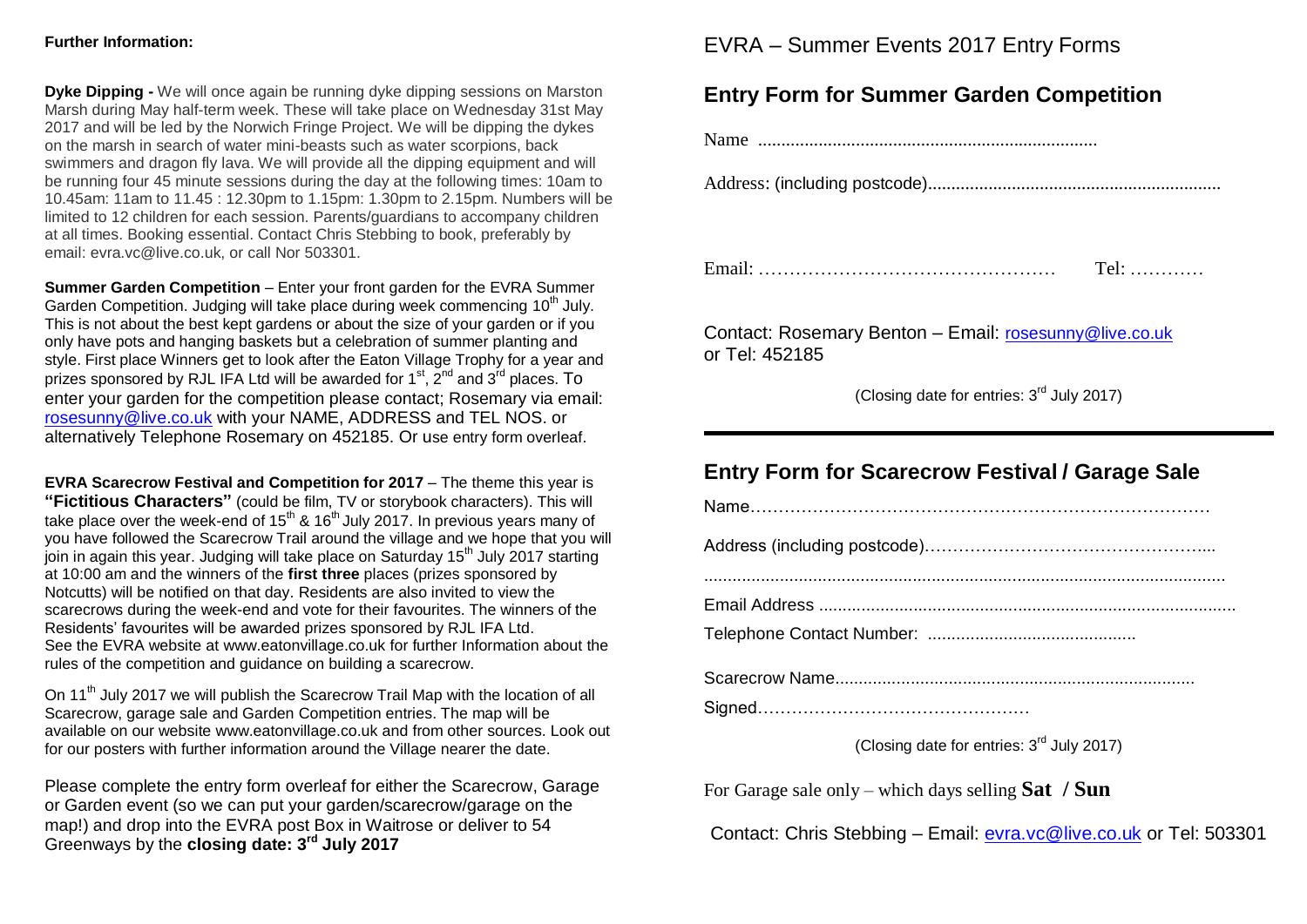**Further Information:**

**Dyke Dipping -** We will once again be running dyke dipping sessions on Marston Marsh during May half-term week. These will take place on Wednesday 31st May 2017 and will be led by the Norwich Fringe Project. We will be dipping the dykes on the marsh in search of water mini-beasts such as water scorpions, back swimmers and dragon fly lava. We will provide all the dipping equipment and will be running four 45 minute sessions during the day at the following times: 10am to 10.45am: 11am to 11.45 : 12.30pm to 1.15pm: 1.30pm to 2.15pm. Numbers will be limited to 12 children for each session. Parents/guardians to accompany children at all times. Booking essential. Contact Chris Stebbing to book, preferably by email: evra.vc@live.co.uk, or call Nor 503301.

**Summer Garden Competition** – Enter your front garden for the EVRA Summer Garden Competition. Judging will take place during week commencing 10th July. This is not about the best kept gardens or about the size of your garden or if you only have pots and hanging baskets but a celebration of summer planting and style. First place Winners get to look after the Eaton Village Trophy for a year and prizes sponsored by RJL IFA Ltd will be awarded for 1st, 2nd and 3rd places. To enter your garden for the competition please contact; Rosemary via email: rosesunny@live.co.uk with your NAME, ADDRESS and TEL NOS. or alternatively Telephone Rosemary on 452185. Or use entry form overleaf.

**EVRA Scarecrow Festival and Competition for 2017** – The theme this year is **"Fictitious Characters"** (could be film, TV or storybook characters). This will take place over the week-end of 15th & 16th July 2017. In previous years many of you have followed the Scarecrow Trail around the village and we hope that you will join in again this year. Judging will take place on Saturday 15th July 2017 starting at 10:00 am and the winners of the **first three** places (prizes sponsored by Notcutts) will be notified on that day. Residents are also invited to view the scarecrows during the week-end and vote for their favourites. The winners of the Residents' favourites will be awarded prizes sponsored by RJL IFA Ltd. See the EVRA website at www.eatonvillage.co.uk for further Information about the rules of the competition and guidance on building a scarecrow.

On 11th July 2017 we will publish the Scarecrow Trail Map with the location of all Scarecrow, garage sale and Garden Competition entries. The map will be available on our website www.eatonvillage.co.uk and from other sources. Look out for our posters with further information around the Village nearer the date.

Please complete the entry form overleaf for either the Scarecrow, Garage or Garden event (so we can put your garden/scarecrow/garage on the map!) and drop into the EVRA post Box in Waitrose or deliver to 54 Greenways by the **closing date: 3rd July 2017**

# EVRA – Summer Events 2017 Entry Forms

## Entry Form for Summer Garden Competition

Name .........................................................................

Address: (including postcode)...............................................................

Email: …………………………………………… Tel: …………

Contact: Rosemary Benton – Email: rosesunny@live.co.uk or Tel: 452185

(Closing date for entries: 3rd July 2017)

---

## Entry Form for Scarecrow Festival / Garage Sale

Name…………………………………………………………………………

Address (including postcode)…………………………………………....

..............................................................................................................

Email Address .......................................................................................

Telephone Contact Number: ............................................

Scarecrow Name............................................................................

Signed…………………………………………

(Closing date for entries: 3rd July 2017)

For Garage sale only – which days selling **Sat / Sun**

Contact: Chris Stebbing – Email: evra.vc@live.co.uk or Tel: 503301